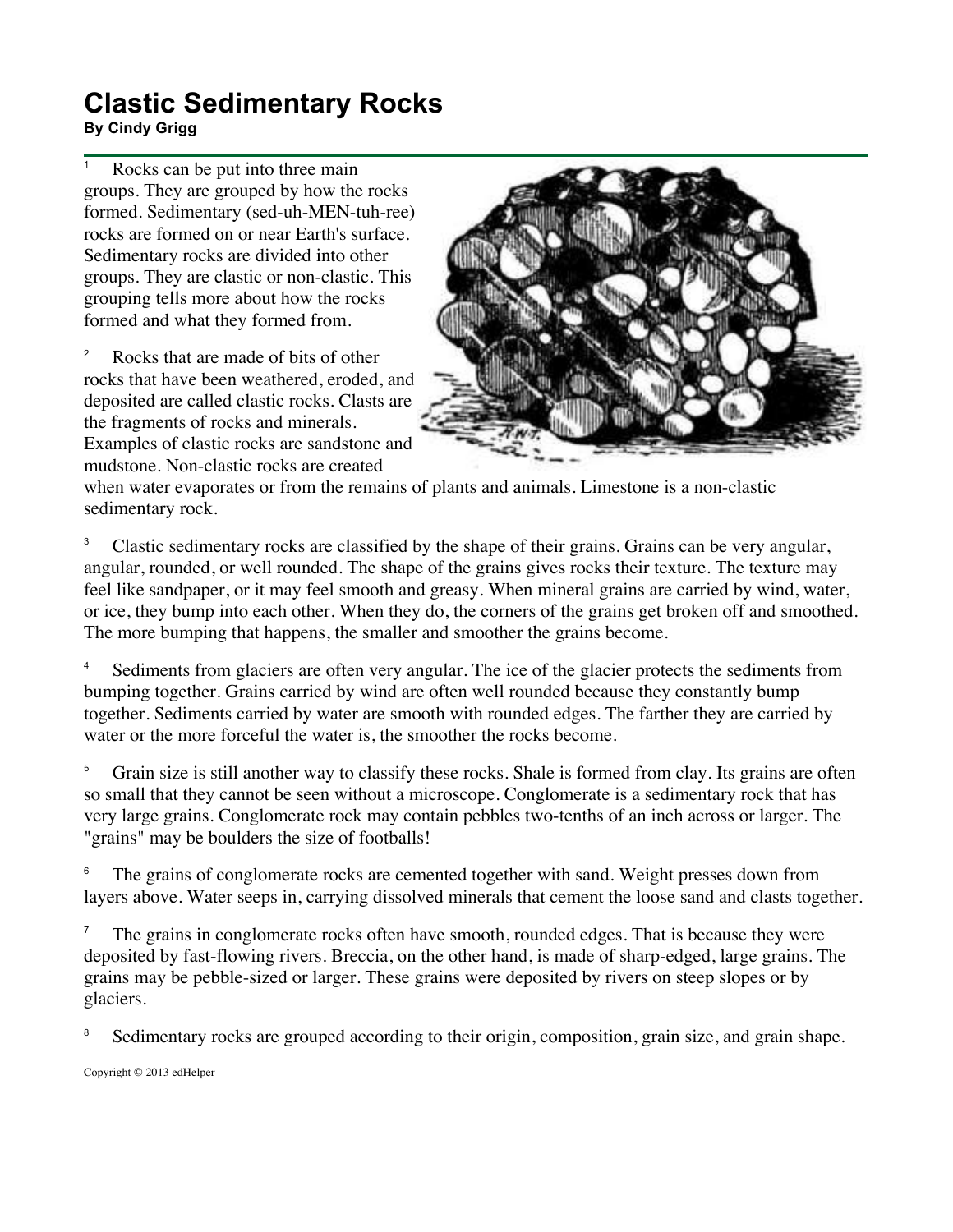# Clastic Sedimentary Rocks

**By Cindy Grigg**

[1] Rocks can be put into three main groups. They are grouped by how the rocks formed. Sedimentary (sed-uh-MEN-tuh-ree) rocks are formed on or near Earth's surface. Sedimentary rocks are divided into other groups. They are clastic or non-clastic. This grouping tells more about how the rocks formed and what they formed from.

[2] Rocks that are made of bits of other rocks that have been weathered, eroded, and deposited are called clastic rocks. Clasts are the fragments of rocks and minerals. Examples of clastic rocks are sandstone and mudstone. Non-clastic rocks are created when water evaporates or from the remains of plants and animals. Limestone is a non-clastic sedimentary rock.

[3] Clastic sedimentary rocks are classified by the shape of their grains. Grains can be very angular, angular, rounded, or well rounded. The shape of the grains gives rocks their texture. The texture may feel like sandpaper, or it may feel smooth and greasy. When mineral grains are carried by wind, water, or ice, they bump into each other. When they do, the corners of the grains get broken off and smoothed. The more bumping that happens, the smaller and smoother the grains become.

[4] Sediments from glaciers are often very angular. The ice of the glacier protects the sediments from bumping together. Grains carried by wind are often well rounded because they constantly bump together. Sediments carried by water are smooth with rounded edges. The farther they are carried by water or the more forceful the water is, the smoother the rocks become.

[5] Grain size is still another way to classify these rocks. Shale is formed from clay. Its grains are often so small that they cannot be seen without a microscope. Conglomerate is a sedimentary rock that has very large grains. Conglomerate rock may contain pebbles two-tenths of an inch across or larger. The "grains" may be boulders the size of footballs!

[6] The grains of conglomerate rocks are cemented together with sand. Weight presses down from layers above. Water seeps in, carrying dissolved minerals that cement the loose sand and clasts together.

[7] The grains in conglomerate rocks often have smooth, rounded edges. That is because they were deposited by fast-flowing rivers. Breccia, on the other hand, is made of sharp-edged, large grains. The grains may be pebble-sized or larger. These grains were deposited by rivers on steep slopes or by glaciers.

[8] Sedimentary rocks are grouped according to their origin, composition, grain size, and grain shape.

Copyright © 2013 edHelper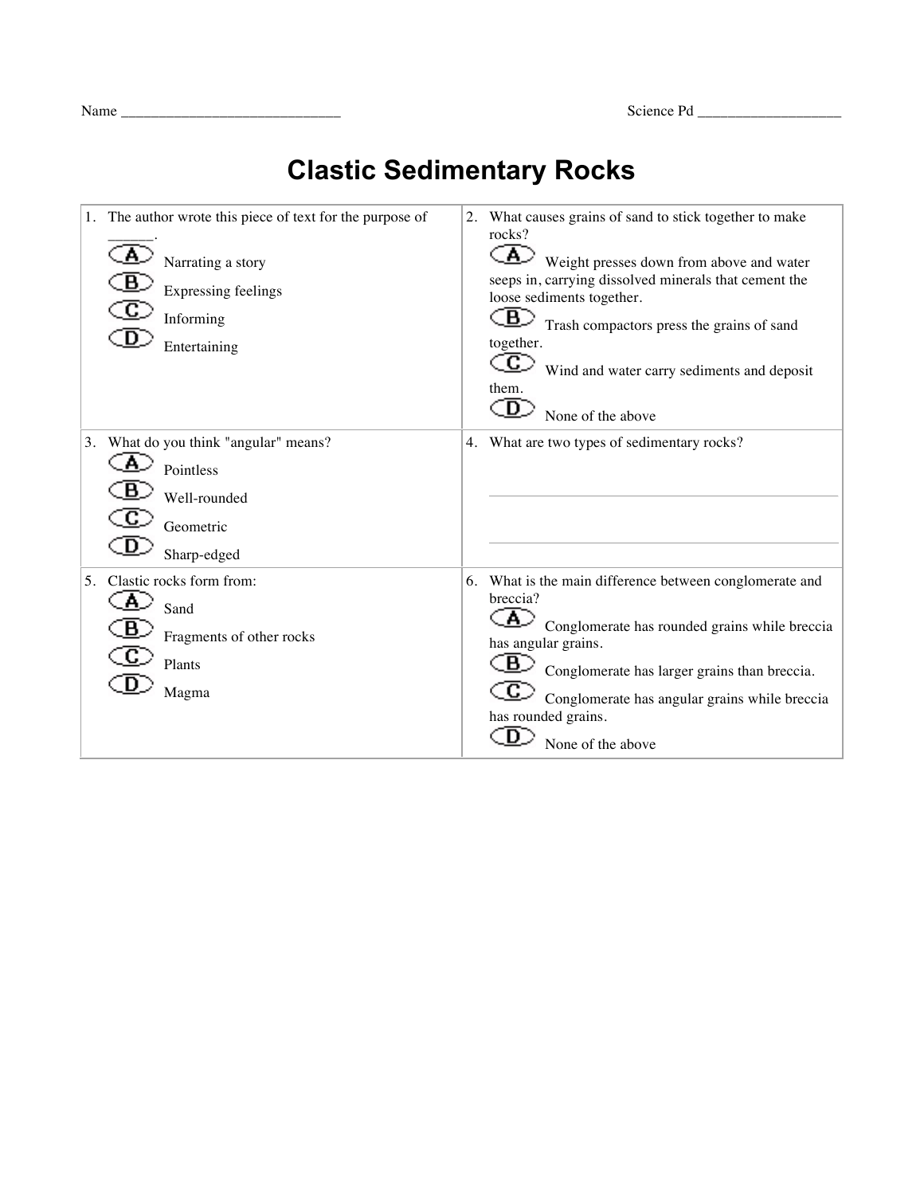Name _____________________________ Science Pd ___________________

# Clastic Sedimentary Rocks

1. The author wrote this piece of text for the purpose of ______.
   - (A) Narrating a story
   - (B) Expressing feelings
   - (C) Informing
   - (D) Entertaining

2. What causes grains of sand to stick together to make rocks?
   - (A) Weight presses down from above and water seeps in, carrying dissolved minerals that cement the loose sediments together.
   - (B) Trash compactors press the grains of sand together.
   - (C) Wind and water carry sediments and deposit them.
   - (D) None of the above

3. What do you think "angular" means?
   - (A) Pointless
   - (B) Well-rounded
   - (C) Geometric
   - (D) Sharp-edged

4. What are two types of sedimentary rocks?

   ______________________________________________

   ______________________________________________

5. Clastic rocks form from:
   - (A) Sand
   - (B) Fragments of other rocks
   - (C) Plants
   - (D) Magma

6. What is the main difference between conglomerate and breccia?
   - (A) Conglomerate has rounded grains while breccia has angular grains.
   - (B) Conglomerate has larger grains than breccia.
   - (C) Conglomerate has angular grains while breccia has rounded grains.
   - (D) None of the above